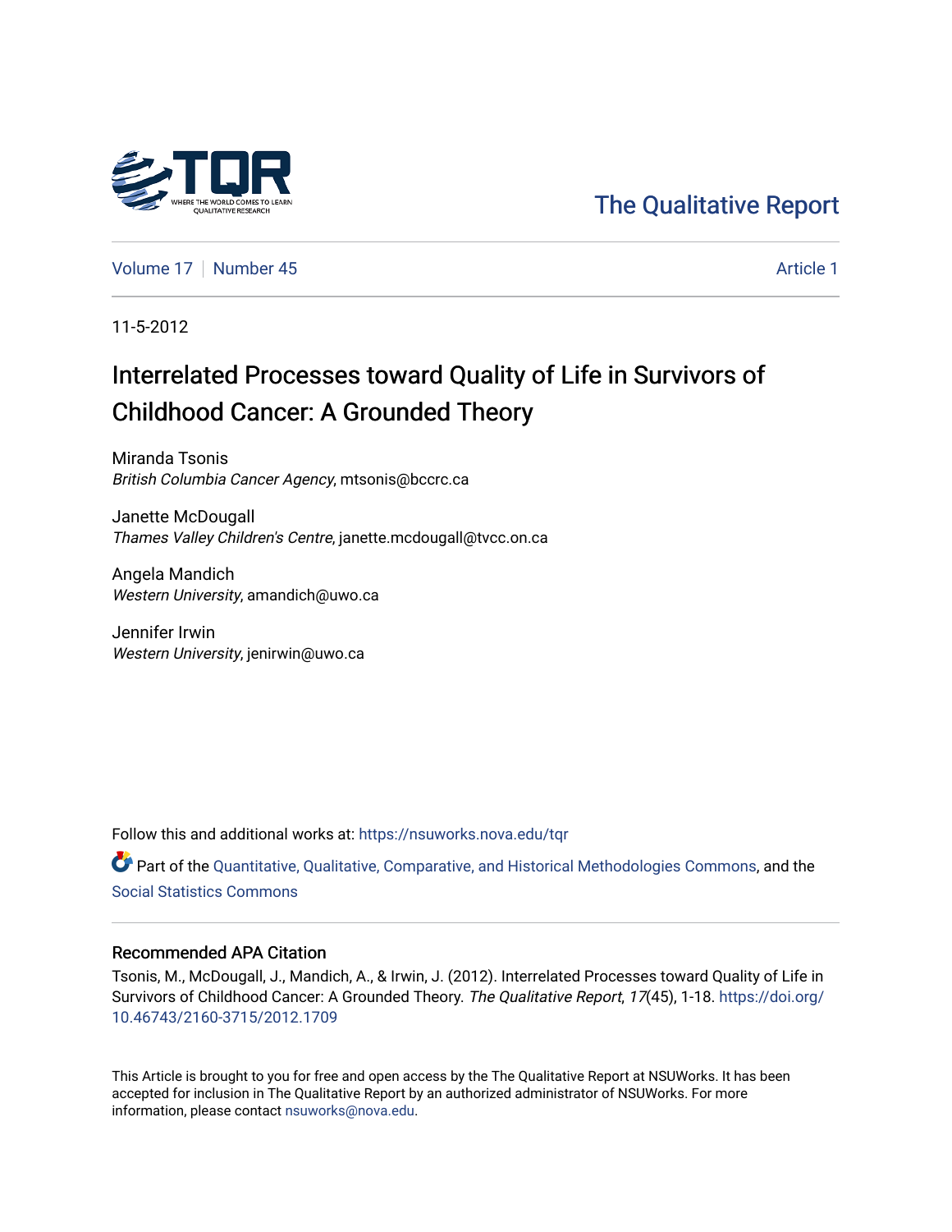The Qualitative Report

Volume 17 | Number 45 | Article 1

11-5-2012

# Interrelated Processes toward Quality of Life in Survivors of Childhood Cancer: A Grounded Theory

Miranda Tsonis
*British Columbia Cancer Agency*, mtsonis@bccrc.ca

Janette McDougall
*Thames Valley Children's Centre*, janette.mcdougall@tvcc.on.ca

Angela Mandich
*Western University*, amandich@uwo.ca

Jennifer Irwin
*Western University*, jenirwin@uwo.ca

Follow this and additional works at: https://nsuworks.nova.edu/tqr

Part of the Quantitative, Qualitative, Comparative, and Historical Methodologies Commons, and the Social Statistics Commons

## Recommended APA Citation

Tsonis, M., McDougall, J., Mandich, A., & Irwin, J. (2012). Interrelated Processes toward Quality of Life in Survivors of Childhood Cancer: A Grounded Theory. *The Qualitative Report*, *17*(45), 1-18. https://doi.org/10.46743/2160-3715/2012.1709

This Article is brought to you for free and open access by the The Qualitative Report at NSUWorks. It has been accepted for inclusion in The Qualitative Report by an authorized administrator of NSUWorks. For more information, please contact nsuworks@nova.edu.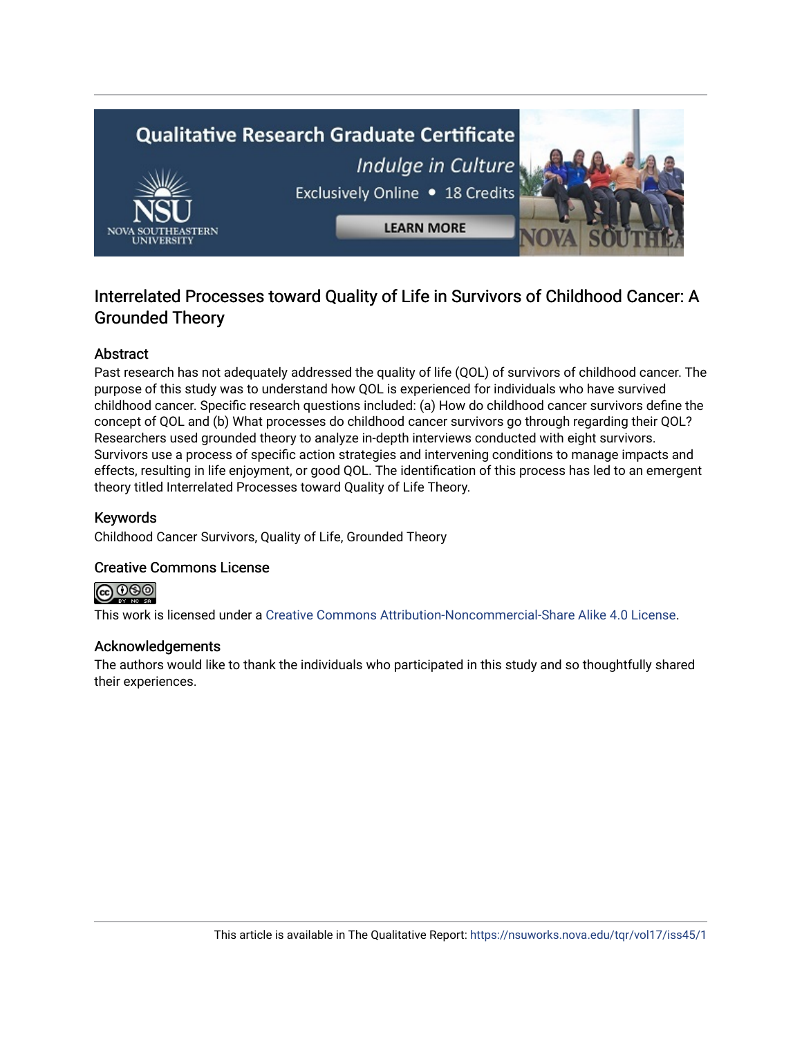# Interrelated Processes toward Quality of Life in Survivors of Childhood Cancer: A Grounded Theory

## Abstract

Past research has not adequately addressed the quality of life (QOL) of survivors of childhood cancer. The purpose of this study was to understand how QOL is experienced for individuals who have survived childhood cancer. Specific research questions included: (a) How do childhood cancer survivors define the concept of QOL and (b) What processes do childhood cancer survivors go through regarding their QOL? Researchers used grounded theory to analyze in-depth interviews conducted with eight survivors. Survivors use a process of specific action strategies and intervening conditions to manage impacts and effects, resulting in life enjoyment, or good QOL. The identification of this process has led to an emergent theory titled Interrelated Processes toward Quality of Life Theory.

## Keywords

Childhood Cancer Survivors, Quality of Life, Grounded Theory

## Creative Commons License

This work is licensed under a Creative Commons Attribution-Noncommercial-Share Alike 4.0 License.

## Acknowledgements

The authors would like to thank the individuals who participated in this study and so thoughtfully shared their experiences.

This article is available in The Qualitative Report: https://nsuworks.nova.edu/tqr/vol17/iss45/1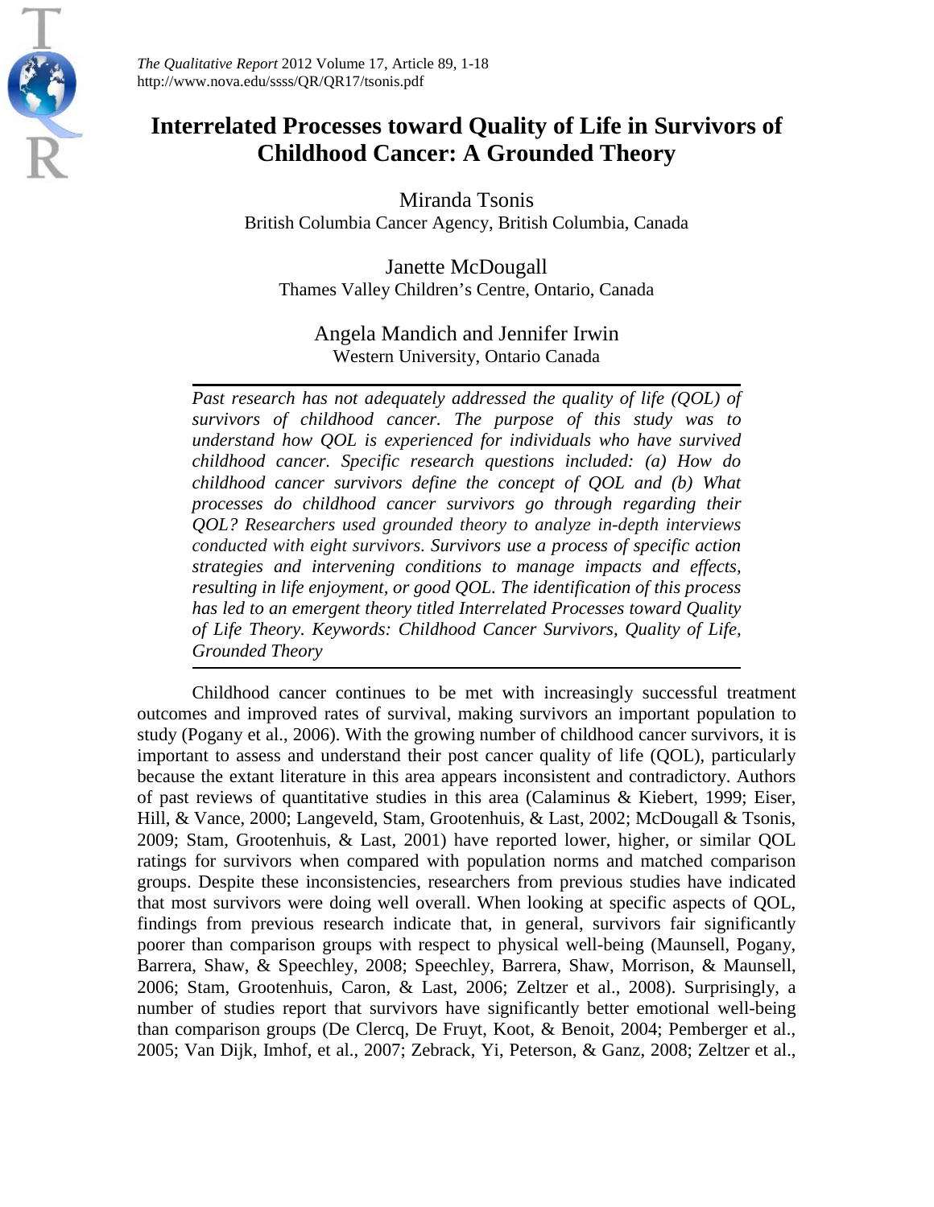# Interrelated Processes toward Quality of Life in Survivors of Childhood Cancer: A Grounded Theory

Miranda Tsonis
British Columbia Cancer Agency, British Columbia, Canada

Janette McDougall
Thames Valley Children's Centre, Ontario, Canada

Angela Mandich and Jennifer Irwin
Western University, Ontario Canada

*Past research has not adequately addressed the quality of life (QOL) of survivors of childhood cancer. The purpose of this study was to understand how QOL is experienced for individuals who have survived childhood cancer. Specific research questions included: (a) How do childhood cancer survivors define the concept of QOL and (b) What processes do childhood cancer survivors go through regarding their QOL? Researchers used grounded theory to analyze in-depth interviews conducted with eight survivors. Survivors use a process of specific action strategies and intervening conditions to manage impacts and effects, resulting in life enjoyment, or good QOL. The identification of this process has led to an emergent theory titled Interrelated Processes toward Quality of Life Theory. Keywords: Childhood Cancer Survivors, Quality of Life, Grounded Theory*

Childhood cancer continues to be met with increasingly successful treatment outcomes and improved rates of survival, making survivors an important population to study (Pogany et al., 2006). With the growing number of childhood cancer survivors, it is important to assess and understand their post cancer quality of life (QOL), particularly because the extant literature in this area appears inconsistent and contradictory. Authors of past reviews of quantitative studies in this area (Calaminus & Kiebert, 1999; Eiser, Hill, & Vance, 2000; Langeveld, Stam, Grootenhuis, & Last, 2002; McDougall & Tsonis, 2009; Stam, Grootenhuis, & Last, 2001) have reported lower, higher, or similar QOL ratings for survivors when compared with population norms and matched comparison groups. Despite these inconsistencies, researchers from previous studies have indicated that most survivors were doing well overall. When looking at specific aspects of QOL, findings from previous research indicate that, in general, survivors fair significantly poorer than comparison groups with respect to physical well-being (Maunsell, Pogany, Barrera, Shaw, & Speechley, 2008; Speechley, Barrera, Shaw, Morrison, & Maunsell, 2006; Stam, Grootenhuis, Caron, & Last, 2006; Zeltzer et al., 2008). Surprisingly, a number of studies report that survivors have significantly better emotional well-being than comparison groups (De Clercq, De Fruyt, Koot, & Benoit, 2004; Pemberger et al., 2005; Van Dijk, Imhof, et al., 2007; Zebrack, Yi, Peterson, & Ganz, 2008; Zeltzer et al.,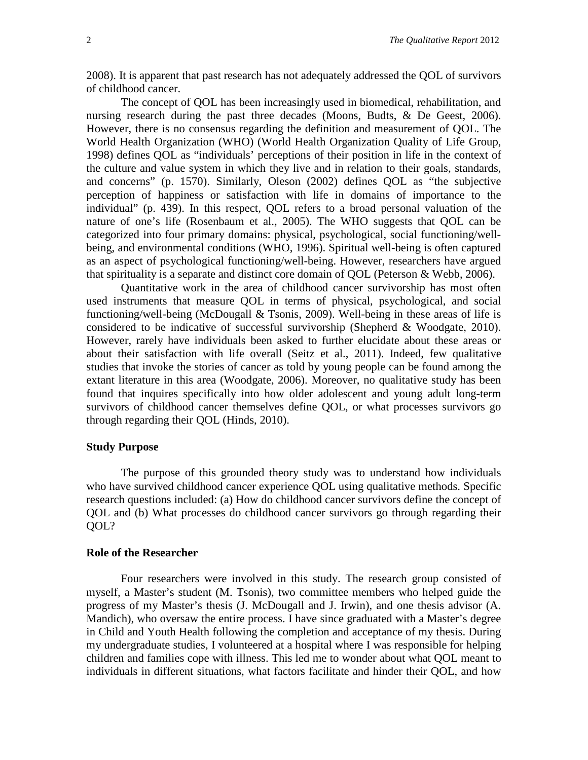2008). It is apparent that past research has not adequately addressed the QOL of survivors of childhood cancer.

The concept of QOL has been increasingly used in biomedical, rehabilitation, and nursing research during the past three decades (Moons, Budts, & De Geest, 2006). However, there is no consensus regarding the definition and measurement of QOL. The World Health Organization (WHO) (World Health Organization Quality of Life Group, 1998) defines QOL as "individuals' perceptions of their position in life in the context of the culture and value system in which they live and in relation to their goals, standards, and concerns" (p. 1570). Similarly, Oleson (2002) defines QOL as "the subjective perception of happiness or satisfaction with life in domains of importance to the individual" (p. 439). In this respect, QOL refers to a broad personal valuation of the nature of one's life (Rosenbaum et al., 2005). The WHO suggests that QOL can be categorized into four primary domains: physical, psychological, social functioning/well-being, and environmental conditions (WHO, 1996). Spiritual well-being is often captured as an aspect of psychological functioning/well-being. However, researchers have argued that spirituality is a separate and distinct core domain of QOL (Peterson & Webb, 2006).

Quantitative work in the area of childhood cancer survivorship has most often used instruments that measure QOL in terms of physical, psychological, and social functioning/well-being (McDougall & Tsonis, 2009). Well-being in these areas of life is considered to be indicative of successful survivorship (Shepherd & Woodgate, 2010). However, rarely have individuals been asked to further elucidate about these areas or about their satisfaction with life overall (Seitz et al., 2011). Indeed, few qualitative studies that invoke the stories of cancer as told by young people can be found among the extant literature in this area (Woodgate, 2006). Moreover, no qualitative study has been found that inquires specifically into how older adolescent and young adult long-term survivors of childhood cancer themselves define QOL, or what processes survivors go through regarding their QOL (Hinds, 2010).

## Study Purpose

The purpose of this grounded theory study was to understand how individuals who have survived childhood cancer experience QOL using qualitative methods. Specific research questions included: (a) How do childhood cancer survivors define the concept of QOL and (b) What processes do childhood cancer survivors go through regarding their QOL?

## Role of the Researcher

Four researchers were involved in this study. The research group consisted of myself, a Master's student (M. Tsonis), two committee members who helped guide the progress of my Master's thesis (J. McDougall and J. Irwin), and one thesis advisor (A. Mandich), who oversaw the entire process. I have since graduated with a Master's degree in Child and Youth Health following the completion and acceptance of my thesis. During my undergraduate studies, I volunteered at a hospital where I was responsible for helping children and families cope with illness. This led me to wonder about what QOL meant to individuals in different situations, what factors facilitate and hinder their QOL, and how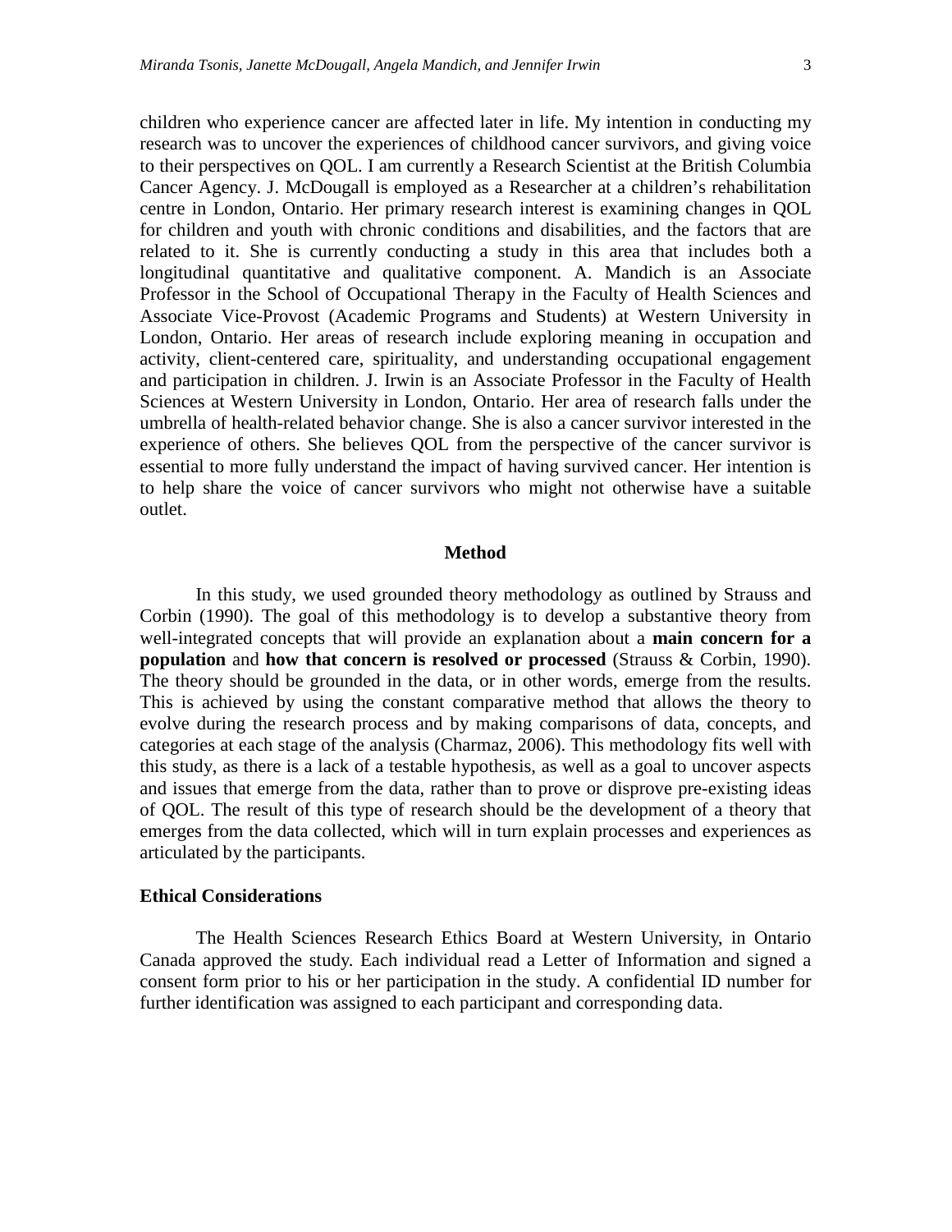children who experience cancer are affected later in life. My intention in conducting my research was to uncover the experiences of childhood cancer survivors, and giving voice to their perspectives on QOL. I am currently a Research Scientist at the British Columbia Cancer Agency. J. McDougall is employed as a Researcher at a children's rehabilitation centre in London, Ontario. Her primary research interest is examining changes in QOL for children and youth with chronic conditions and disabilities, and the factors that are related to it. She is currently conducting a study in this area that includes both a longitudinal quantitative and qualitative component. A. Mandich is an Associate Professor in the School of Occupational Therapy in the Faculty of Health Sciences and Associate Vice-Provost (Academic Programs and Students) at Western University in London, Ontario. Her areas of research include exploring meaning in occupation and activity, client-centered care, spirituality, and understanding occupational engagement and participation in children. J. Irwin is an Associate Professor in the Faculty of Health Sciences at Western University in London, Ontario. Her area of research falls under the umbrella of health-related behavior change. She is also a cancer survivor interested in the experience of others. She believes QOL from the perspective of the cancer survivor is essential to more fully understand the impact of having survived cancer. Her intention is to help share the voice of cancer survivors who might not otherwise have a suitable outlet.

## Method

In this study, we used grounded theory methodology as outlined by Strauss and Corbin (1990). The goal of this methodology is to develop a substantive theory from well-integrated concepts that will provide an explanation about a **main concern for a population** and **how that concern is resolved or processed** (Strauss & Corbin, 1990). The theory should be grounded in the data, or in other words, emerge from the results. This is achieved by using the constant comparative method that allows the theory to evolve during the research process and by making comparisons of data, concepts, and categories at each stage of the analysis (Charmaz, 2006). This methodology fits well with this study, as there is a lack of a testable hypothesis, as well as a goal to uncover aspects and issues that emerge from the data, rather than to prove or disprove pre-existing ideas of QOL. The result of this type of research should be the development of a theory that emerges from the data collected, which will in turn explain processes and experiences as articulated by the participants.

### Ethical Considerations

The Health Sciences Research Ethics Board at Western University, in Ontario Canada approved the study. Each individual read a Letter of Information and signed a consent form prior to his or her participation in the study. A confidential ID number for further identification was assigned to each participant and corresponding data.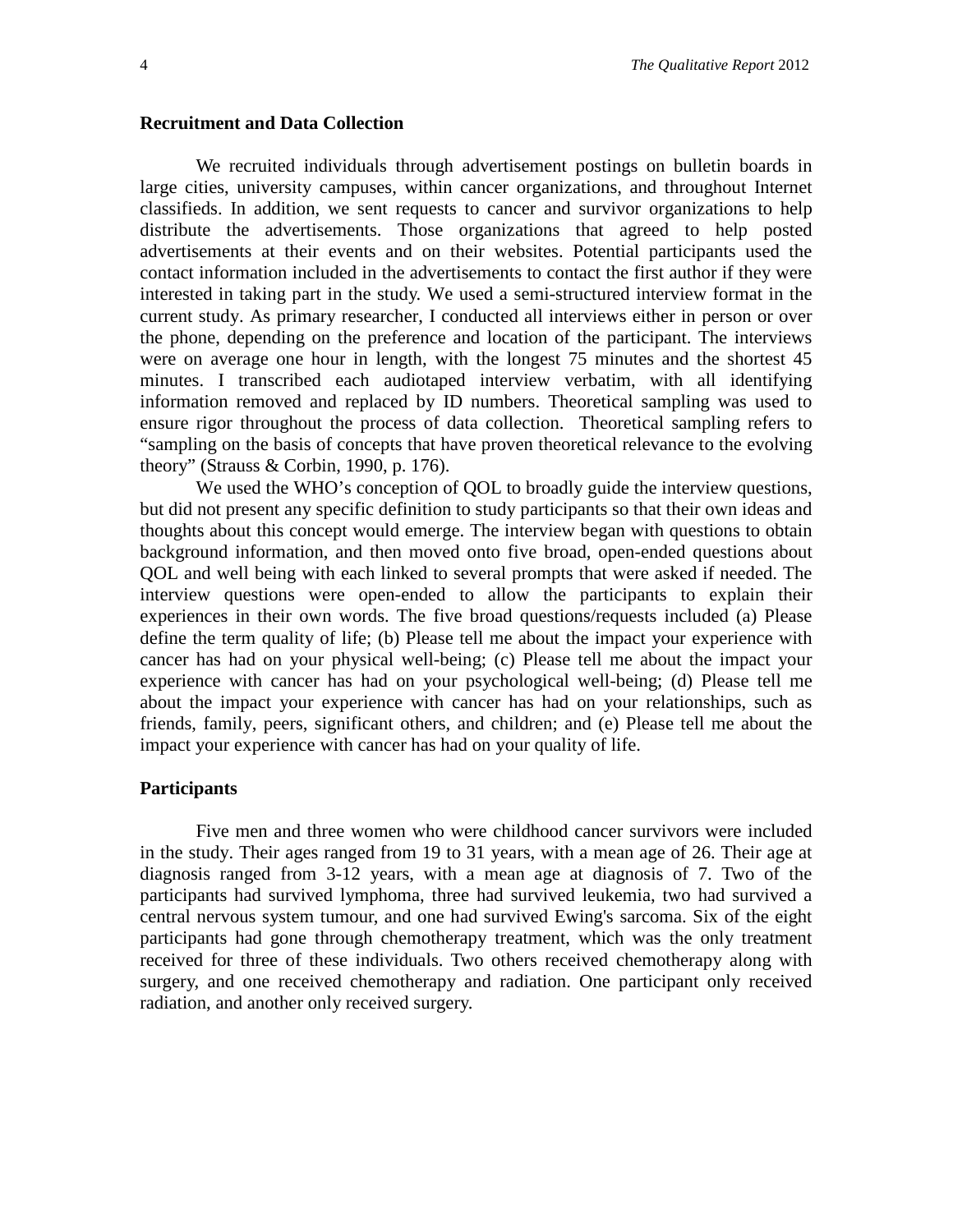## Recruitment and Data Collection

We recruited individuals through advertisement postings on bulletin boards in large cities, university campuses, within cancer organizations, and throughout Internet classifieds. In addition, we sent requests to cancer and survivor organizations to help distribute the advertisements. Those organizations that agreed to help posted advertisements at their events and on their websites. Potential participants used the contact information included in the advertisements to contact the first author if they were interested in taking part in the study. We used a semi-structured interview format in the current study. As primary researcher, I conducted all interviews either in person or over the phone, depending on the preference and location of the participant. The interviews were on average one hour in length, with the longest 75 minutes and the shortest 45 minutes. I transcribed each audiotaped interview verbatim, with all identifying information removed and replaced by ID numbers. Theoretical sampling was used to ensure rigor throughout the process of data collection. Theoretical sampling refers to "sampling on the basis of concepts that have proven theoretical relevance to the evolving theory" (Strauss & Corbin, 1990, p. 176).

We used the WHO's conception of QOL to broadly guide the interview questions, but did not present any specific definition to study participants so that their own ideas and thoughts about this concept would emerge. The interview began with questions to obtain background information, and then moved onto five broad, open-ended questions about QOL and well being with each linked to several prompts that were asked if needed. The interview questions were open-ended to allow the participants to explain their experiences in their own words. The five broad questions/requests included (a) Please define the term quality of life; (b) Please tell me about the impact your experience with cancer has had on your physical well-being; (c) Please tell me about the impact your experience with cancer has had on your psychological well-being; (d) Please tell me about the impact your experience with cancer has had on your relationships, such as friends, family, peers, significant others, and children; and (e) Please tell me about the impact your experience with cancer has had on your quality of life.

## Participants

Five men and three women who were childhood cancer survivors were included in the study. Their ages ranged from 19 to 31 years, with a mean age of 26. Their age at diagnosis ranged from 3-12 years, with a mean age at diagnosis of 7. Two of the participants had survived lymphoma, three had survived leukemia, two had survived a central nervous system tumour, and one had survived Ewing's sarcoma. Six of the eight participants had gone through chemotherapy treatment, which was the only treatment received for three of these individuals. Two others received chemotherapy along with surgery, and one received chemotherapy and radiation. One participant only received radiation, and another only received surgery.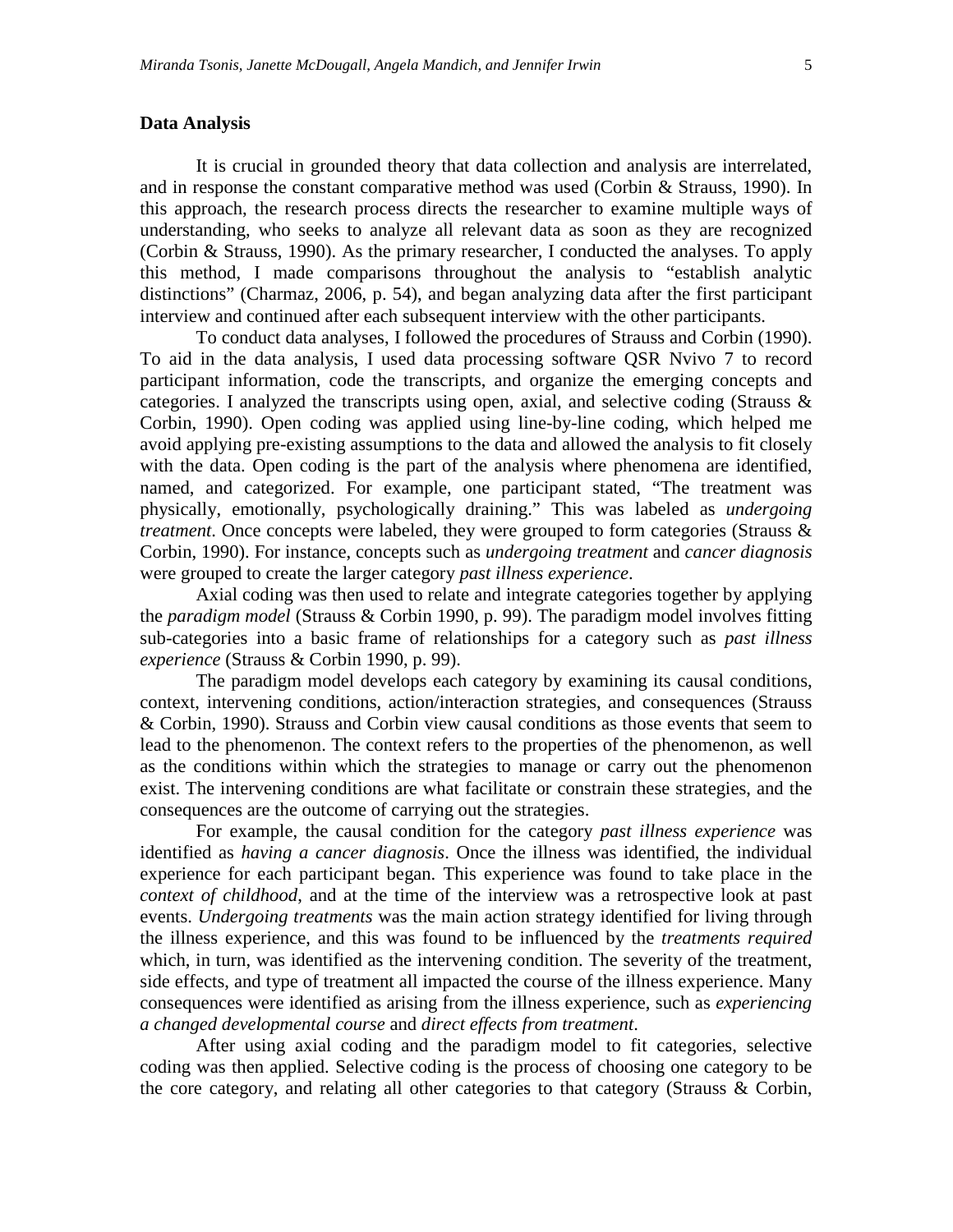## Data Analysis

It is crucial in grounded theory that data collection and analysis are interrelated, and in response the constant comparative method was used (Corbin & Strauss, 1990). In this approach, the research process directs the researcher to examine multiple ways of understanding, who seeks to analyze all relevant data as soon as they are recognized (Corbin & Strauss, 1990). As the primary researcher, I conducted the analyses. To apply this method, I made comparisons throughout the analysis to "establish analytic distinctions" (Charmaz, 2006, p. 54), and began analyzing data after the first participant interview and continued after each subsequent interview with the other participants.

To conduct data analyses, I followed the procedures of Strauss and Corbin (1990). To aid in the data analysis, I used data processing software QSR Nvivo 7 to record participant information, code the transcripts, and organize the emerging concepts and categories. I analyzed the transcripts using open, axial, and selective coding (Strauss & Corbin, 1990). Open coding was applied using line-by-line coding, which helped me avoid applying pre-existing assumptions to the data and allowed the analysis to fit closely with the data. Open coding is the part of the analysis where phenomena are identified, named, and categorized. For example, one participant stated, "The treatment was physically, emotionally, psychologically draining." This was labeled as *undergoing treatment*. Once concepts were labeled, they were grouped to form categories (Strauss & Corbin, 1990). For instance, concepts such as *undergoing treatment* and *cancer diagnosis* were grouped to create the larger category *past illness experience*.

Axial coding was then used to relate and integrate categories together by applying the *paradigm model* (Strauss & Corbin 1990, p. 99). The paradigm model involves fitting sub-categories into a basic frame of relationships for a category such as *past illness experience* (Strauss & Corbin 1990, p. 99).

The paradigm model develops each category by examining its causal conditions, context, intervening conditions, action/interaction strategies, and consequences (Strauss & Corbin, 1990). Strauss and Corbin view causal conditions as those events that seem to lead to the phenomenon. The context refers to the properties of the phenomenon, as well as the conditions within which the strategies to manage or carry out the phenomenon exist. The intervening conditions are what facilitate or constrain these strategies, and the consequences are the outcome of carrying out the strategies.

For example, the causal condition for the category *past illness experience* was identified as *having a cancer diagnosis*. Once the illness was identified, the individual experience for each participant began. This experience was found to take place in the *context of childhood*, and at the time of the interview was a retrospective look at past events. *Undergoing treatments* was the main action strategy identified for living through the illness experience, and this was found to be influenced by the *treatments required* which, in turn, was identified as the intervening condition. The severity of the treatment, side effects, and type of treatment all impacted the course of the illness experience. Many consequences were identified as arising from the illness experience, such as *experiencing a changed developmental course* and *direct effects from treatment*.

After using axial coding and the paradigm model to fit categories, selective coding was then applied. Selective coding is the process of choosing one category to be the core category, and relating all other categories to that category (Strauss & Corbin,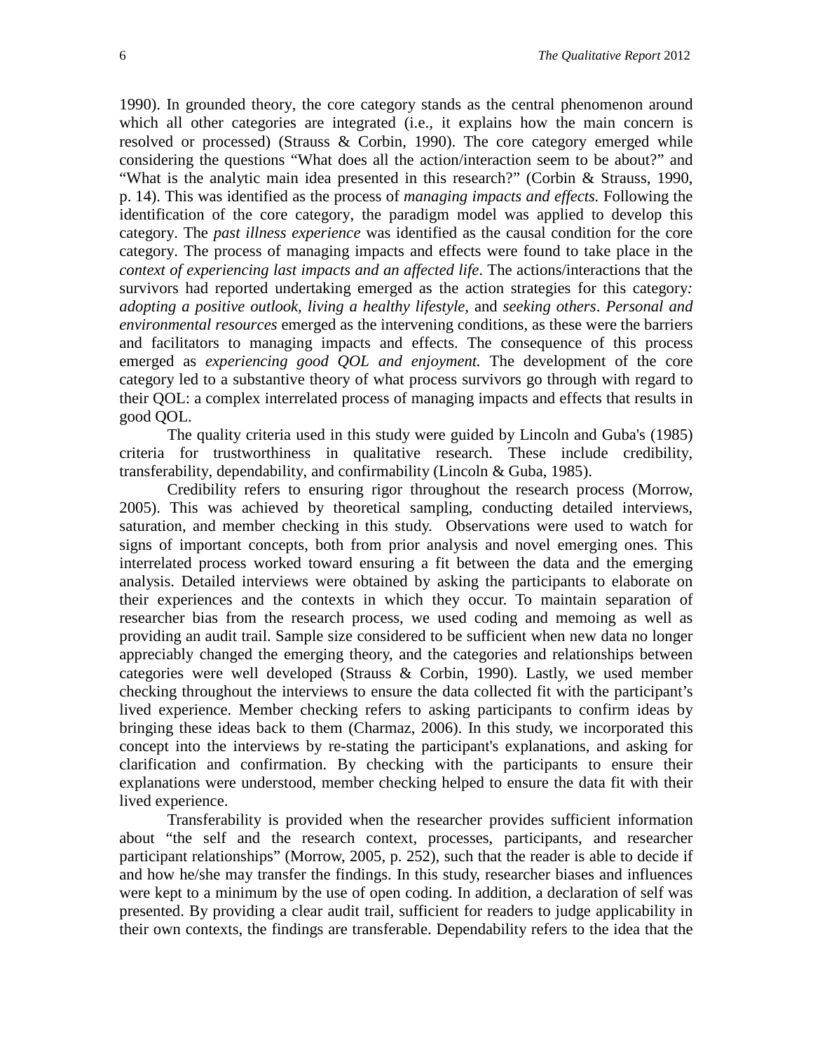1990). In grounded theory, the core category stands as the central phenomenon around which all other categories are integrated (i.e., it explains how the main concern is resolved or processed) (Strauss & Corbin, 1990). The core category emerged while considering the questions "What does all the action/interaction seem to be about?" and "What is the analytic main idea presented in this research?" (Corbin & Strauss, 1990, p. 14). This was identified as the process of *managing impacts and effects*. Following the identification of the core category, the paradigm model was applied to develop this category. The *past illness experience* was identified as the causal condition for the core category. The process of managing impacts and effects were found to take place in the *context of experiencing last impacts and an affected life*. The actions/interactions that the survivors had reported undertaking emerged as the action strategies for this category*:* *adopting a positive outlook, living a healthy lifestyle*, and *seeking others*. *Personal and environmental resources* emerged as the intervening conditions, as these were the barriers and facilitators to managing impacts and effects. The consequence of this process emerged as *experiencing good QOL and enjoyment.* The development of the core category led to a substantive theory of what process survivors go through with regard to their QOL: a complex interrelated process of managing impacts and effects that results in good QOL.

The quality criteria used in this study were guided by Lincoln and Guba's (1985) criteria for trustworthiness in qualitative research. These include credibility, transferability, dependability, and confirmability (Lincoln & Guba, 1985).

Credibility refers to ensuring rigor throughout the research process (Morrow, 2005). This was achieved by theoretical sampling, conducting detailed interviews, saturation, and member checking in this study. Observations were used to watch for signs of important concepts, both from prior analysis and novel emerging ones. This interrelated process worked toward ensuring a fit between the data and the emerging analysis. Detailed interviews were obtained by asking the participants to elaborate on their experiences and the contexts in which they occur. To maintain separation of researcher bias from the research process, we used coding and memoing as well as providing an audit trail. Sample size considered to be sufficient when new data no longer appreciably changed the emerging theory, and the categories and relationships between categories were well developed (Strauss & Corbin, 1990). Lastly, we used member checking throughout the interviews to ensure the data collected fit with the participant's lived experience. Member checking refers to asking participants to confirm ideas by bringing these ideas back to them (Charmaz, 2006). In this study, we incorporated this concept into the interviews by re-stating the participant's explanations, and asking for clarification and confirmation. By checking with the participants to ensure their explanations were understood, member checking helped to ensure the data fit with their lived experience.

Transferability is provided when the researcher provides sufficient information about "the self and the research context, processes, participants, and researcher participant relationships" (Morrow, 2005, p. 252), such that the reader is able to decide if and how he/she may transfer the findings. In this study, researcher biases and influences were kept to a minimum by the use of open coding. In addition, a declaration of self was presented. By providing a clear audit trail, sufficient for readers to judge applicability in their own contexts, the findings are transferable. Dependability refers to the idea that the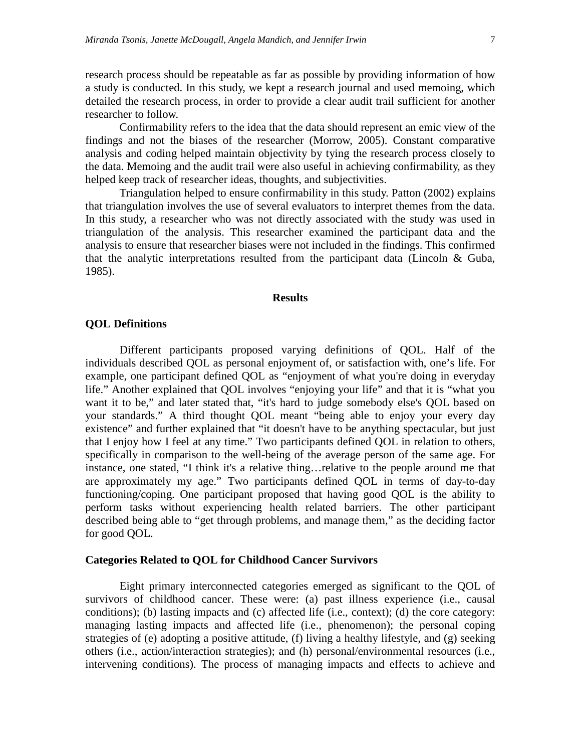research process should be repeatable as far as possible by providing information of how a study is conducted. In this study, we kept a research journal and used memoing, which detailed the research process, in order to provide a clear audit trail sufficient for another researcher to follow.

Confirmability refers to the idea that the data should represent an emic view of the findings and not the biases of the researcher (Morrow, 2005). Constant comparative analysis and coding helped maintain objectivity by tying the research process closely to the data. Memoing and the audit trail were also useful in achieving confirmability, as they helped keep track of researcher ideas, thoughts, and subjectivities.

Triangulation helped to ensure confirmability in this study. Patton (2002) explains that triangulation involves the use of several evaluators to interpret themes from the data. In this study, a researcher who was not directly associated with the study was used in triangulation of the analysis. This researcher examined the participant data and the analysis to ensure that researcher biases were not included in the findings. This confirmed that the analytic interpretations resulted from the participant data (Lincoln & Guba, 1985).

## Results

### QOL Definitions

Different participants proposed varying definitions of QOL. Half of the individuals described QOL as personal enjoyment of, or satisfaction with, one's life. For example, one participant defined QOL as "enjoyment of what you're doing in everyday life." Another explained that QOL involves "enjoying your life" and that it is "what you want it to be," and later stated that, "it's hard to judge somebody else's QOL based on your standards." A third thought QOL meant "being able to enjoy your every day existence" and further explained that "it doesn't have to be anything spectacular, but just that I enjoy how I feel at any time." Two participants defined QOL in relation to others, specifically in comparison to the well-being of the average person of the same age. For instance, one stated, "I think it's a relative thing…relative to the people around me that are approximately my age." Two participants defined QOL in terms of day-to-day functioning/coping. One participant proposed that having good QOL is the ability to perform tasks without experiencing health related barriers. The other participant described being able to "get through problems, and manage them," as the deciding factor for good QOL.

### Categories Related to QOL for Childhood Cancer Survivors

Eight primary interconnected categories emerged as significant to the QOL of survivors of childhood cancer. These were: (a) past illness experience (i.e., causal conditions); (b) lasting impacts and (c) affected life (i.e., context); (d) the core category: managing lasting impacts and affected life (i.e., phenomenon); the personal coping strategies of (e) adopting a positive attitude, (f) living a healthy lifestyle, and (g) seeking others (i.e., action/interaction strategies); and (h) personal/environmental resources (i.e., intervening conditions). The process of managing impacts and effects to achieve and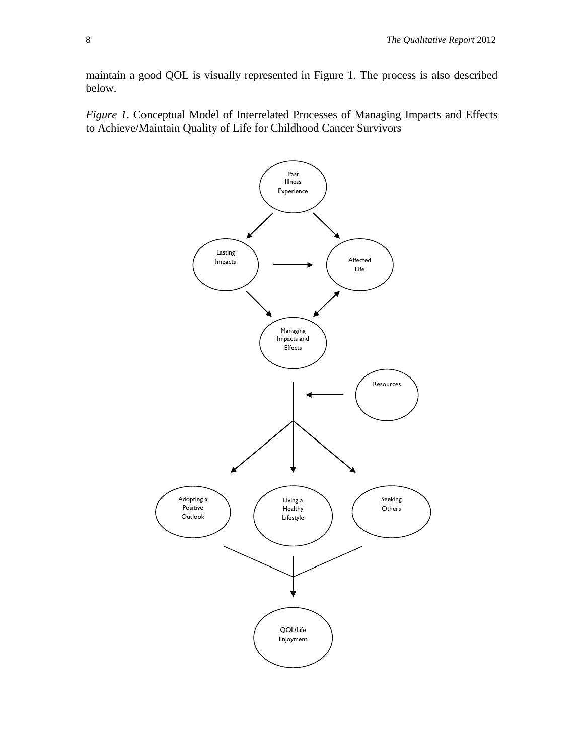maintain a good QOL is visually represented in Figure 1. The process is also described below.

*Figure 1*. Conceptual Model of Interrelated Processes of Managing Impacts and Effects to Achieve/Maintain Quality of Life for Childhood Cancer Survivors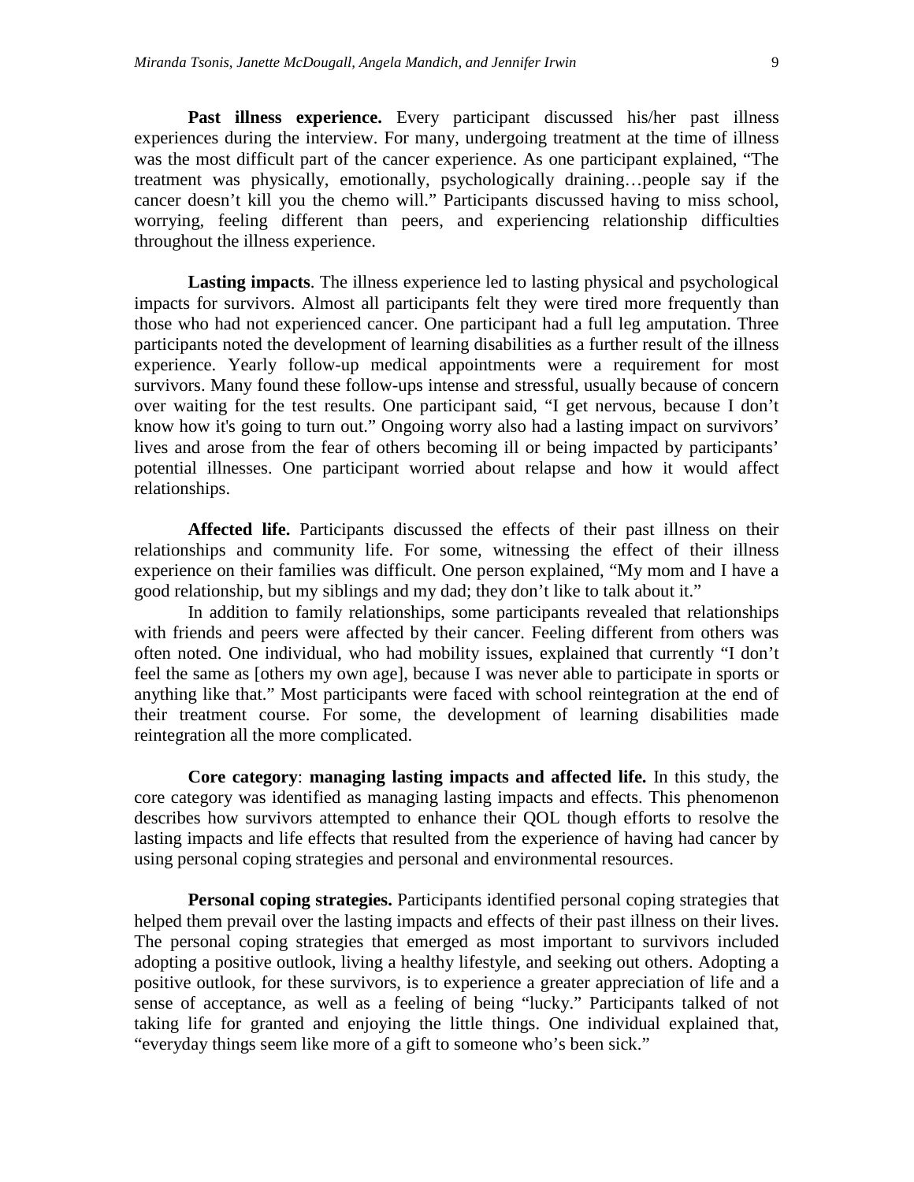**Past illness experience.** Every participant discussed his/her past illness experiences during the interview. For many, undergoing treatment at the time of illness was the most difficult part of the cancer experience. As one participant explained, "The treatment was physically, emotionally, psychologically draining…people say if the cancer doesn't kill you the chemo will." Participants discussed having to miss school, worrying, feeling different than peers, and experiencing relationship difficulties throughout the illness experience.

**Lasting impacts**. The illness experience led to lasting physical and psychological impacts for survivors. Almost all participants felt they were tired more frequently than those who had not experienced cancer. One participant had a full leg amputation. Three participants noted the development of learning disabilities as a further result of the illness experience. Yearly follow-up medical appointments were a requirement for most survivors. Many found these follow-ups intense and stressful, usually because of concern over waiting for the test results. One participant said, "I get nervous, because I don't know how it's going to turn out." Ongoing worry also had a lasting impact on survivors' lives and arose from the fear of others becoming ill or being impacted by participants' potential illnesses. One participant worried about relapse and how it would affect relationships.

**Affected life.** Participants discussed the effects of their past illness on their relationships and community life. For some, witnessing the effect of their illness experience on their families was difficult. One person explained, "My mom and I have a good relationship, but my siblings and my dad; they don't like to talk about it."

In addition to family relationships, some participants revealed that relationships with friends and peers were affected by their cancer. Feeling different from others was often noted. One individual, who had mobility issues, explained that currently "I don't feel the same as [others my own age], because I was never able to participate in sports or anything like that." Most participants were faced with school reintegration at the end of their treatment course. For some, the development of learning disabilities made reintegration all the more complicated.

**Core category**: **managing lasting impacts and affected life.** In this study, the core category was identified as managing lasting impacts and effects. This phenomenon describes how survivors attempted to enhance their QOL though efforts to resolve the lasting impacts and life effects that resulted from the experience of having had cancer by using personal coping strategies and personal and environmental resources.

**Personal coping strategies.** Participants identified personal coping strategies that helped them prevail over the lasting impacts and effects of their past illness on their lives. The personal coping strategies that emerged as most important to survivors included adopting a positive outlook, living a healthy lifestyle, and seeking out others. Adopting a positive outlook, for these survivors, is to experience a greater appreciation of life and a sense of acceptance, as well as a feeling of being "lucky." Participants talked of not taking life for granted and enjoying the little things. One individual explained that, "everyday things seem like more of a gift to someone who's been sick."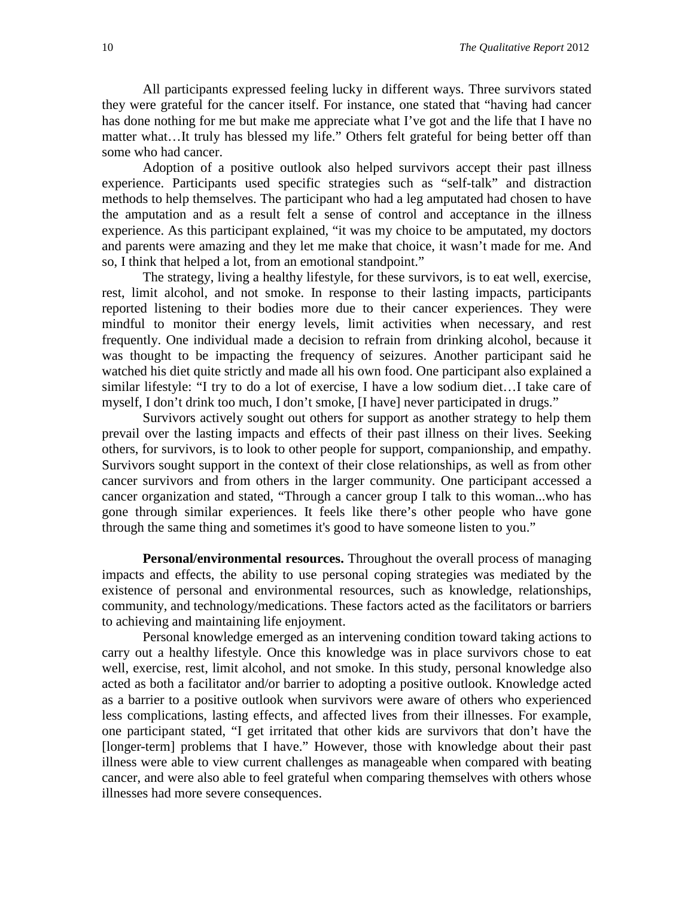All participants expressed feeling lucky in different ways. Three survivors stated they were grateful for the cancer itself. For instance, one stated that "having had cancer has done nothing for me but make me appreciate what I've got and the life that I have no matter what…It truly has blessed my life." Others felt grateful for being better off than some who had cancer.

Adoption of a positive outlook also helped survivors accept their past illness experience. Participants used specific strategies such as "self-talk" and distraction methods to help themselves. The participant who had a leg amputated had chosen to have the amputation and as a result felt a sense of control and acceptance in the illness experience. As this participant explained, "it was my choice to be amputated, my doctors and parents were amazing and they let me make that choice, it wasn't made for me. And so, I think that helped a lot, from an emotional standpoint."

The strategy, living a healthy lifestyle, for these survivors, is to eat well, exercise, rest, limit alcohol, and not smoke. In response to their lasting impacts, participants reported listening to their bodies more due to their cancer experiences. They were mindful to monitor their energy levels, limit activities when necessary, and rest frequently. One individual made a decision to refrain from drinking alcohol, because it was thought to be impacting the frequency of seizures. Another participant said he watched his diet quite strictly and made all his own food. One participant also explained a similar lifestyle: "I try to do a lot of exercise, I have a low sodium diet…I take care of myself, I don't drink too much, I don't smoke, [I have] never participated in drugs."

Survivors actively sought out others for support as another strategy to help them prevail over the lasting impacts and effects of their past illness on their lives. Seeking others, for survivors, is to look to other people for support, companionship, and empathy. Survivors sought support in the context of their close relationships, as well as from other cancer survivors and from others in the larger community. One participant accessed a cancer organization and stated, "Through a cancer group I talk to this woman...who has gone through similar experiences. It feels like there's other people who have gone through the same thing and sometimes it's good to have someone listen to you."

**Personal/environmental resources.** Throughout the overall process of managing impacts and effects, the ability to use personal coping strategies was mediated by the existence of personal and environmental resources, such as knowledge, relationships, community, and technology/medications. These factors acted as the facilitators or barriers to achieving and maintaining life enjoyment.

Personal knowledge emerged as an intervening condition toward taking actions to carry out a healthy lifestyle. Once this knowledge was in place survivors chose to eat well, exercise, rest, limit alcohol, and not smoke. In this study, personal knowledge also acted as both a facilitator and/or barrier to adopting a positive outlook. Knowledge acted as a barrier to a positive outlook when survivors were aware of others who experienced less complications, lasting effects, and affected lives from their illnesses. For example, one participant stated, "I get irritated that other kids are survivors that don't have the [longer-term] problems that I have." However, those with knowledge about their past illness were able to view current challenges as manageable when compared with beating cancer, and were also able to feel grateful when comparing themselves with others whose illnesses had more severe consequences.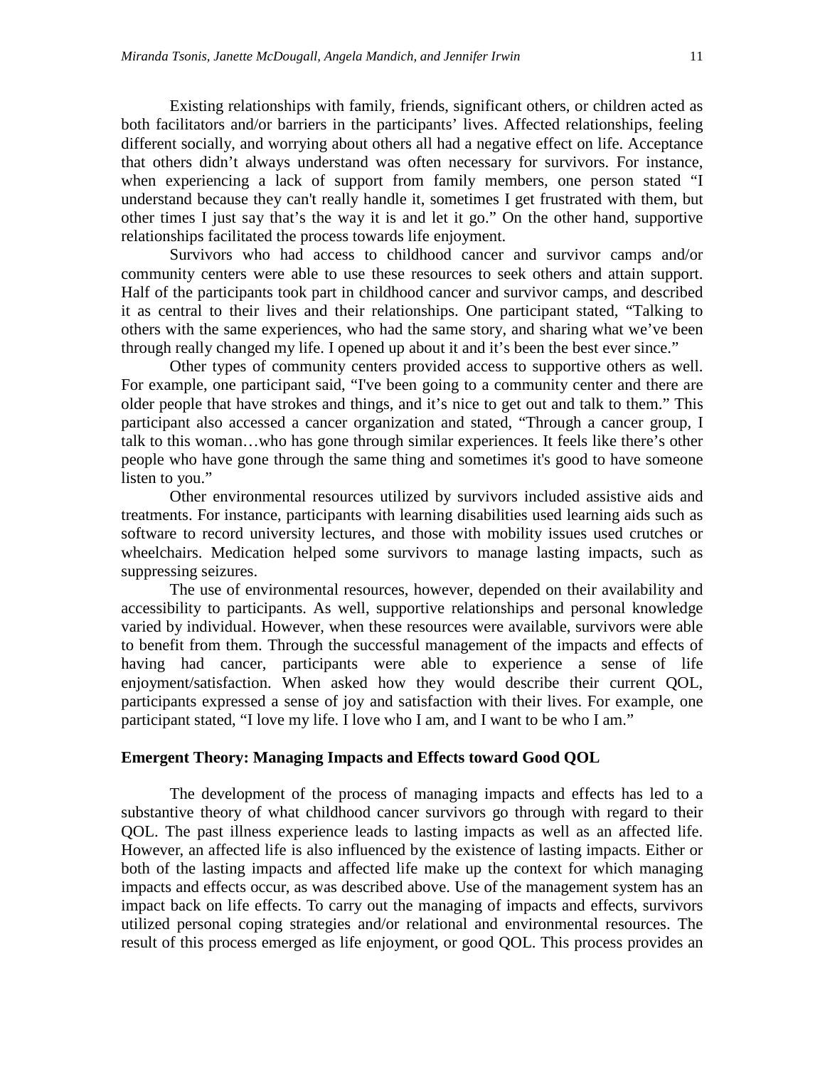Existing relationships with family, friends, significant others, or children acted as both facilitators and/or barriers in the participants' lives. Affected relationships, feeling different socially, and worrying about others all had a negative effect on life. Acceptance that others didn't always understand was often necessary for survivors. For instance, when experiencing a lack of support from family members, one person stated "I understand because they can't really handle it, sometimes I get frustrated with them, but other times I just say that's the way it is and let it go." On the other hand, supportive relationships facilitated the process towards life enjoyment.

Survivors who had access to childhood cancer and survivor camps and/or community centers were able to use these resources to seek others and attain support. Half of the participants took part in childhood cancer and survivor camps, and described it as central to their lives and their relationships. One participant stated, "Talking to others with the same experiences, who had the same story, and sharing what we've been through really changed my life. I opened up about it and it's been the best ever since."

Other types of community centers provided access to supportive others as well. For example, one participant said, "I've been going to a community center and there are older people that have strokes and things, and it's nice to get out and talk to them." This participant also accessed a cancer organization and stated, "Through a cancer group, I talk to this woman…who has gone through similar experiences. It feels like there's other people who have gone through the same thing and sometimes it's good to have someone listen to you."

Other environmental resources utilized by survivors included assistive aids and treatments. For instance, participants with learning disabilities used learning aids such as software to record university lectures, and those with mobility issues used crutches or wheelchairs. Medication helped some survivors to manage lasting impacts, such as suppressing seizures.

The use of environmental resources, however, depended on their availability and accessibility to participants. As well, supportive relationships and personal knowledge varied by individual. However, when these resources were available, survivors were able to benefit from them. Through the successful management of the impacts and effects of having had cancer, participants were able to experience a sense of life enjoyment/satisfaction. When asked how they would describe their current QOL, participants expressed a sense of joy and satisfaction with their lives. For example, one participant stated, "I love my life. I love who I am, and I want to be who I am."

### Emergent Theory: Managing Impacts and Effects toward Good QOL

The development of the process of managing impacts and effects has led to a substantive theory of what childhood cancer survivors go through with regard to their QOL. The past illness experience leads to lasting impacts as well as an affected life. However, an affected life is also influenced by the existence of lasting impacts. Either or both of the lasting impacts and affected life make up the context for which managing impacts and effects occur, as was described above. Use of the management system has an impact back on life effects. To carry out the managing of impacts and effects, survivors utilized personal coping strategies and/or relational and environmental resources. The result of this process emerged as life enjoyment, or good QOL. This process provides an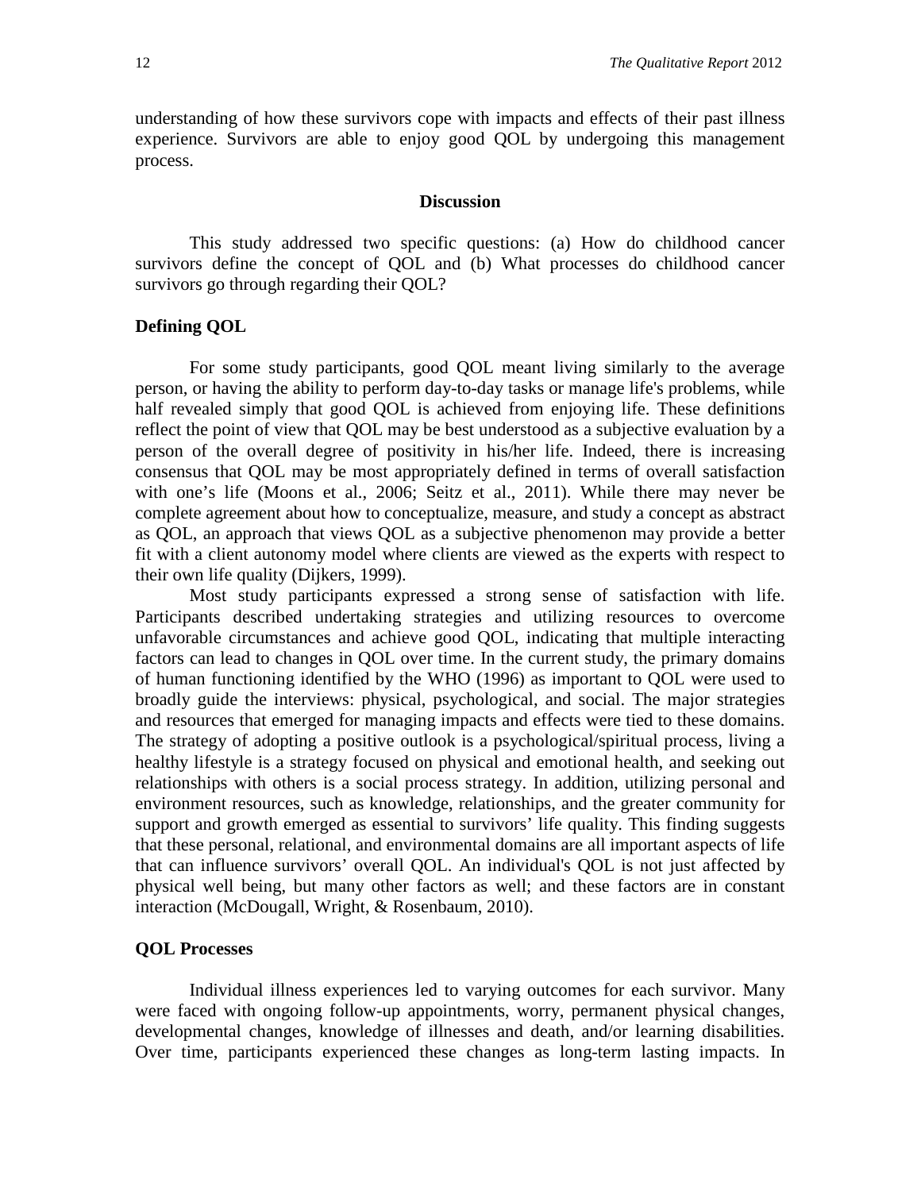understanding of how these survivors cope with impacts and effects of their past illness experience. Survivors are able to enjoy good QOL by undergoing this management process.

## Discussion

This study addressed two specific questions: (a) How do childhood cancer survivors define the concept of QOL and (b) What processes do childhood cancer survivors go through regarding their QOL?

### Defining QOL

For some study participants, good QOL meant living similarly to the average person, or having the ability to perform day-to-day tasks or manage life's problems, while half revealed simply that good QOL is achieved from enjoying life. These definitions reflect the point of view that QOL may be best understood as a subjective evaluation by a person of the overall degree of positivity in his/her life. Indeed, there is increasing consensus that QOL may be most appropriately defined in terms of overall satisfaction with one's life (Moons et al., 2006; Seitz et al., 2011). While there may never be complete agreement about how to conceptualize, measure, and study a concept as abstract as QOL, an approach that views QOL as a subjective phenomenon may provide a better fit with a client autonomy model where clients are viewed as the experts with respect to their own life quality (Dijkers, 1999).

Most study participants expressed a strong sense of satisfaction with life. Participants described undertaking strategies and utilizing resources to overcome unfavorable circumstances and achieve good QOL, indicating that multiple interacting factors can lead to changes in QOL over time. In the current study, the primary domains of human functioning identified by the WHO (1996) as important to QOL were used to broadly guide the interviews: physical, psychological, and social. The major strategies and resources that emerged for managing impacts and effects were tied to these domains. The strategy of adopting a positive outlook is a psychological/spiritual process, living a healthy lifestyle is a strategy focused on physical and emotional health, and seeking out relationships with others is a social process strategy. In addition, utilizing personal and environment resources, such as knowledge, relationships, and the greater community for support and growth emerged as essential to survivors' life quality. This finding suggests that these personal, relational, and environmental domains are all important aspects of life that can influence survivors' overall QOL. An individual's QOL is not just affected by physical well being, but many other factors as well; and these factors are in constant interaction (McDougall, Wright, & Rosenbaum, 2010).

### QOL Processes

Individual illness experiences led to varying outcomes for each survivor. Many were faced with ongoing follow-up appointments, worry, permanent physical changes, developmental changes, knowledge of illnesses and death, and/or learning disabilities. Over time, participants experienced these changes as long-term lasting impacts. In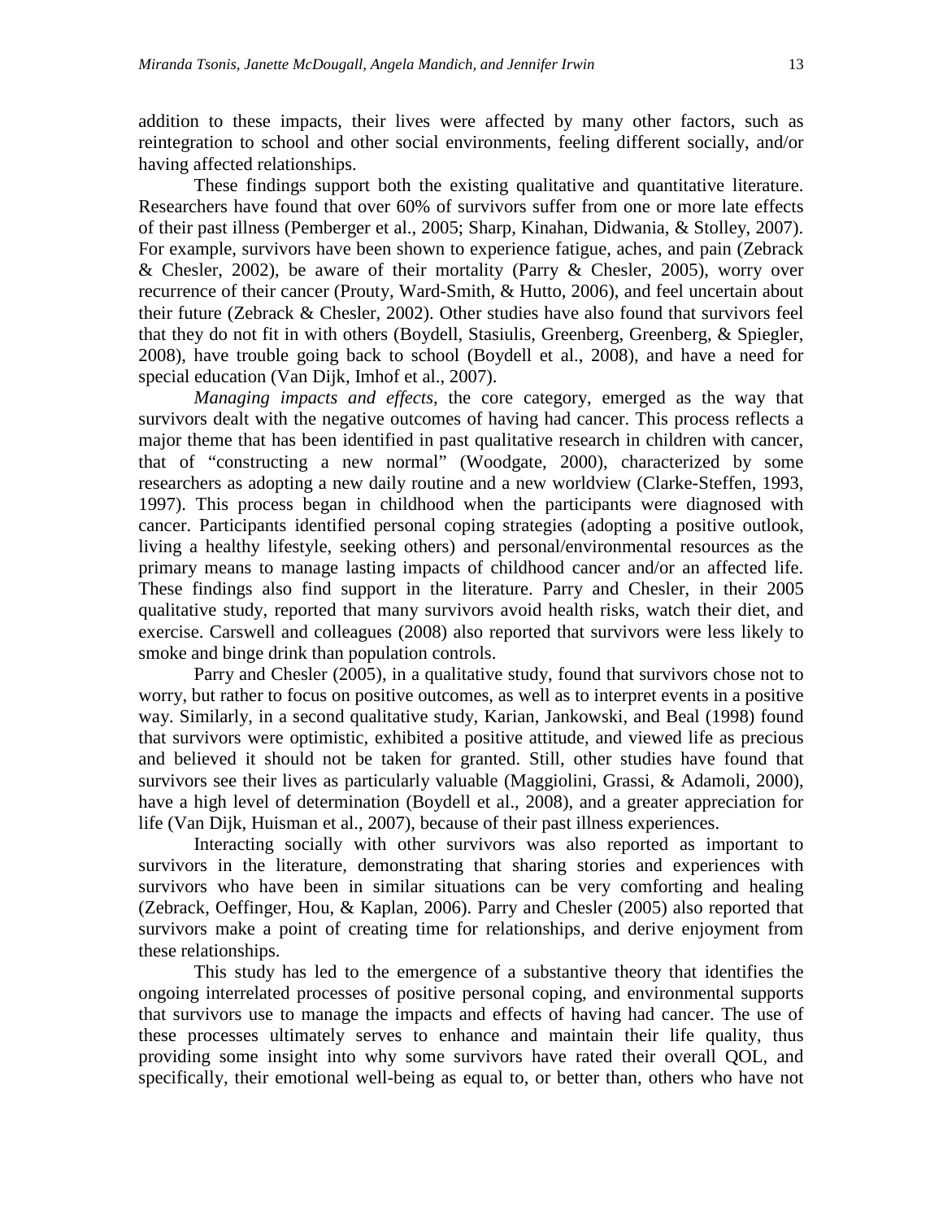addition to these impacts, their lives were affected by many other factors, such as reintegration to school and other social environments, feeling different socially, and/or having affected relationships.

These findings support both the existing qualitative and quantitative literature. Researchers have found that over 60% of survivors suffer from one or more late effects of their past illness (Pemberger et al., 2005; Sharp, Kinahan, Didwania, & Stolley, 2007). For example, survivors have been shown to experience fatigue, aches, and pain (Zebrack & Chesler, 2002), be aware of their mortality (Parry & Chesler, 2005), worry over recurrence of their cancer (Prouty, Ward-Smith, & Hutto, 2006), and feel uncertain about their future (Zebrack & Chesler, 2002). Other studies have also found that survivors feel that they do not fit in with others (Boydell, Stasiulis, Greenberg, Greenberg, & Spiegler, 2008), have trouble going back to school (Boydell et al., 2008), and have a need for special education (Van Dijk, Imhof et al., 2007).

*Managing impacts and effects*, the core category, emerged as the way that survivors dealt with the negative outcomes of having had cancer. This process reflects a major theme that has been identified in past qualitative research in children with cancer, that of "constructing a new normal" (Woodgate, 2000), characterized by some researchers as adopting a new daily routine and a new worldview (Clarke-Steffen, 1993, 1997). This process began in childhood when the participants were diagnosed with cancer. Participants identified personal coping strategies (adopting a positive outlook, living a healthy lifestyle, seeking others) and personal/environmental resources as the primary means to manage lasting impacts of childhood cancer and/or an affected life. These findings also find support in the literature. Parry and Chesler, in their 2005 qualitative study, reported that many survivors avoid health risks, watch their diet, and exercise. Carswell and colleagues (2008) also reported that survivors were less likely to smoke and binge drink than population controls.

Parry and Chesler (2005), in a qualitative study, found that survivors chose not to worry, but rather to focus on positive outcomes, as well as to interpret events in a positive way. Similarly, in a second qualitative study, Karian, Jankowski, and Beal (1998) found that survivors were optimistic, exhibited a positive attitude, and viewed life as precious and believed it should not be taken for granted. Still, other studies have found that survivors see their lives as particularly valuable (Maggiolini, Grassi, & Adamoli, 2000), have a high level of determination (Boydell et al., 2008), and a greater appreciation for life (Van Dijk, Huisman et al., 2007), because of their past illness experiences.

Interacting socially with other survivors was also reported as important to survivors in the literature, demonstrating that sharing stories and experiences with survivors who have been in similar situations can be very comforting and healing (Zebrack, Oeffinger, Hou, & Kaplan, 2006). Parry and Chesler (2005) also reported that survivors make a point of creating time for relationships, and derive enjoyment from these relationships.

This study has led to the emergence of a substantive theory that identifies the ongoing interrelated processes of positive personal coping, and environmental supports that survivors use to manage the impacts and effects of having had cancer. The use of these processes ultimately serves to enhance and maintain their life quality, thus providing some insight into why some survivors have rated their overall QOL, and specifically, their emotional well-being as equal to, or better than, others who have not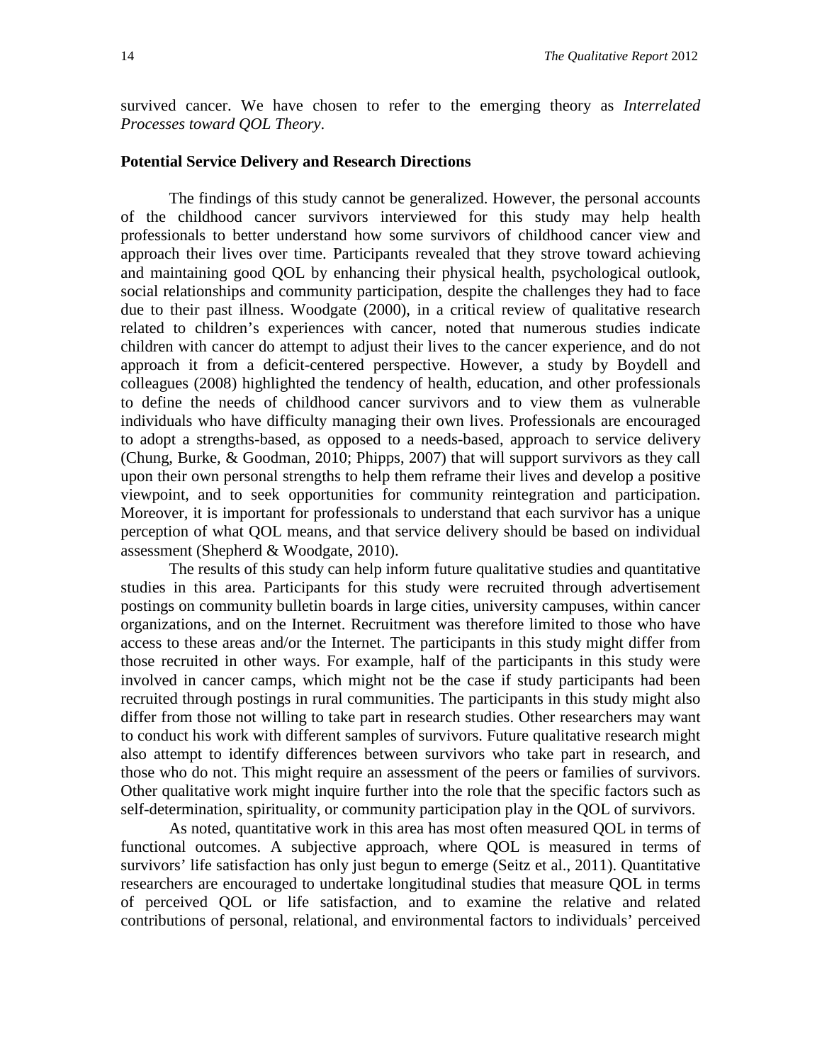survived cancer. We have chosen to refer to the emerging theory as *Interrelated Processes toward QOL Theory*.

## Potential Service Delivery and Research Directions

The findings of this study cannot be generalized. However, the personal accounts of the childhood cancer survivors interviewed for this study may help health professionals to better understand how some survivors of childhood cancer view and approach their lives over time. Participants revealed that they strove toward achieving and maintaining good QOL by enhancing their physical health, psychological outlook, social relationships and community participation, despite the challenges they had to face due to their past illness. Woodgate (2000), in a critical review of qualitative research related to children's experiences with cancer, noted that numerous studies indicate children with cancer do attempt to adjust their lives to the cancer experience, and do not approach it from a deficit-centered perspective. However, a study by Boydell and colleagues (2008) highlighted the tendency of health, education, and other professionals to define the needs of childhood cancer survivors and to view them as vulnerable individuals who have difficulty managing their own lives. Professionals are encouraged to adopt a strengths-based, as opposed to a needs-based, approach to service delivery (Chung, Burke, & Goodman, 2010; Phipps, 2007) that will support survivors as they call upon their own personal strengths to help them reframe their lives and develop a positive viewpoint, and to seek opportunities for community reintegration and participation. Moreover, it is important for professionals to understand that each survivor has a unique perception of what QOL means, and that service delivery should be based on individual assessment (Shepherd & Woodgate, 2010).

The results of this study can help inform future qualitative studies and quantitative studies in this area. Participants for this study were recruited through advertisement postings on community bulletin boards in large cities, university campuses, within cancer organizations, and on the Internet. Recruitment was therefore limited to those who have access to these areas and/or the Internet. The participants in this study might differ from those recruited in other ways. For example, half of the participants in this study were involved in cancer camps, which might not be the case if study participants had been recruited through postings in rural communities. The participants in this study might also differ from those not willing to take part in research studies. Other researchers may want to conduct his work with different samples of survivors. Future qualitative research might also attempt to identify differences between survivors who take part in research, and those who do not. This might require an assessment of the peers or families of survivors. Other qualitative work might inquire further into the role that the specific factors such as self-determination, spirituality, or community participation play in the QOL of survivors.

As noted, quantitative work in this area has most often measured QOL in terms of functional outcomes. A subjective approach, where QOL is measured in terms of survivors' life satisfaction has only just begun to emerge (Seitz et al., 2011). Quantitative researchers are encouraged to undertake longitudinal studies that measure QOL in terms of perceived QOL or life satisfaction, and to examine the relative and related contributions of personal, relational, and environmental factors to individuals' perceived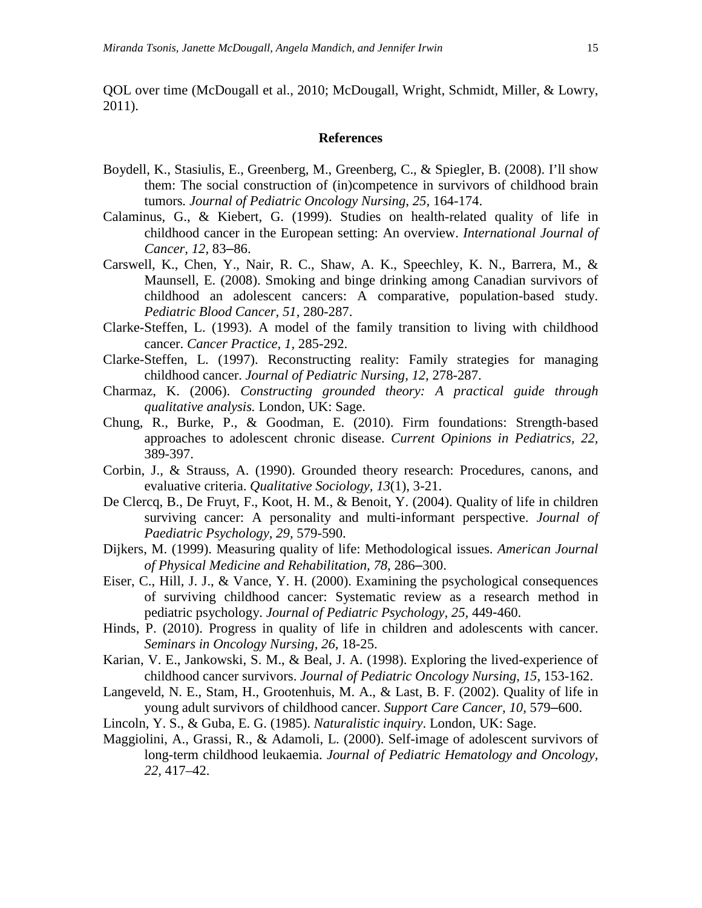QOL over time (McDougall et al., 2010; McDougall, Wright, Schmidt, Miller, & Lowry, 2011).

## References

Boydell, K., Stasiulis, E., Greenberg, M., Greenberg, C., & Spiegler, B. (2008). I'll show them: The social construction of (in)competence in survivors of childhood brain tumors. *Journal of Pediatric Oncology Nursing, 25,* 164-174.

Calaminus, G., & Kiebert, G. (1999). Studies on health-related quality of life in childhood cancer in the European setting: An overview. *International Journal of Cancer, 12*, 83–86.

Carswell, K., Chen, Y., Nair, R. C., Shaw, A. K., Speechley, K. N., Barrera, M., & Maunsell, E. (2008). Smoking and binge drinking among Canadian survivors of childhood an adolescent cancers: A comparative, population-based study. *Pediatric Blood Cancer, 51,* 280-287.

Clarke-Steffen, L. (1993). A model of the family transition to living with childhood cancer. *Cancer Practice, 1,* 285-292.

Clarke-Steffen, L. (1997). Reconstructing reality: Family strategies for managing childhood cancer. *Journal of Pediatric Nursing, 12,* 278-287.

Charmaz, K. (2006). *Constructing grounded theory: A practical guide through qualitative analysis.* London, UK: Sage.

Chung, R., Burke, P., & Goodman, E. (2010). Firm foundations: Strength-based approaches to adolescent chronic disease. *Current Opinions in Pediatrics, 22,* 389-397.

Corbin, J., & Strauss, A. (1990). Grounded theory research: Procedures, canons, and evaluative criteria. *Qualitative Sociology, 13*(1), 3-21.

De Clercq, B., De Fruyt, F., Koot, H. M., & Benoit, Y. (2004). Quality of life in children surviving cancer: A personality and multi-informant perspective. *Journal of Paediatric Psychology, 29,* 579-590.

Dijkers, M. (1999). Measuring quality of life: Methodological issues. *American Journal of Physical Medicine and Rehabilitation, 78,* 286–300.

Eiser, C., Hill, J. J., & Vance, Y. H. (2000). Examining the psychological consequences of surviving childhood cancer: Systematic review as a research method in pediatric psychology. *Journal of Pediatric Psychology, 25,* 449-460.

Hinds, P. (2010). Progress in quality of life in children and adolescents with cancer. *Seminars in Oncology Nursing, 26*, 18-25.

Karian, V. E., Jankowski, S. M., & Beal, J. A. (1998). Exploring the lived-experience of childhood cancer survivors. *Journal of Pediatric Oncology Nursing, 15,* 153-162.

Langeveld, N. E., Stam, H., Grootenhuis, M. A., & Last, B. F. (2002). Quality of life in young adult survivors of childhood cancer. *Support Care Cancer, 10,* 579–600.

Lincoln, Y. S., & Guba, E. G. (1985). *Naturalistic inquiry*. London, UK: Sage.

Maggiolini, A., Grassi, R., & Adamoli, L. (2000). Self-image of adolescent survivors of long-term childhood leukaemia. *Journal of Pediatric Hematology and Oncology, 22,* 417–42.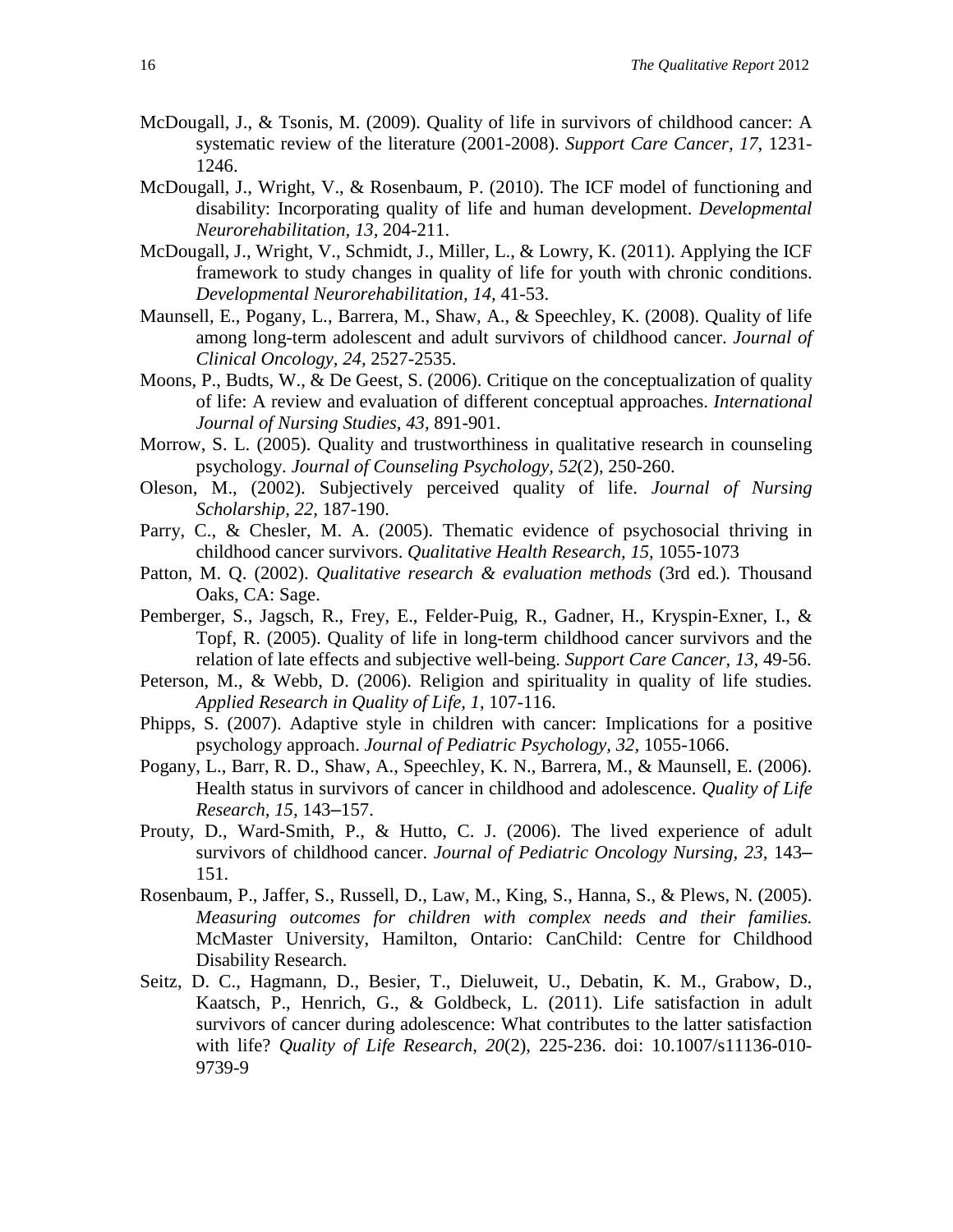McDougall, J., & Tsonis, M. (2009). Quality of life in survivors of childhood cancer: A systematic review of the literature (2001-2008). *Support Care Cancer, 17*, 1231-1246.

McDougall, J., Wright, V., & Rosenbaum, P. (2010). The ICF model of functioning and disability: Incorporating quality of life and human development. *Developmental Neurorehabilitation, 13*, 204-211.

McDougall, J., Wright, V., Schmidt, J., Miller, L., & Lowry, K. (2011). Applying the ICF framework to study changes in quality of life for youth with chronic conditions. *Developmental Neurorehabilitation, 14*, 41-53.

Maunsell, E., Pogany, L., Barrera, M., Shaw, A., & Speechley, K. (2008). Quality of life among long-term adolescent and adult survivors of childhood cancer. *Journal of Clinical Oncology, 24*, 2527-2535.

Moons, P., Budts, W., & De Geest, S. (2006). Critique on the conceptualization of quality of life: A review and evaluation of different conceptual approaches. *International Journal of Nursing Studies, 43*, 891-901.

Morrow, S. L. (2005). Quality and trustworthiness in qualitative research in counseling psychology. *Journal of Counseling Psychology, 52*(2), 250-260.

Oleson, M., (2002). Subjectively perceived quality of life. *Journal of Nursing Scholarship, 22*, 187-190.

Parry, C., & Chesler, M. A. (2005). Thematic evidence of psychosocial thriving in childhood cancer survivors. *Qualitative Health Research, 15*, 1055-1073

Patton, M. Q. (2002). *Qualitative research & evaluation methods* (3rd ed.). Thousand Oaks, CA: Sage.

Pemberger, S., Jagsch, R., Frey, E., Felder-Puig, R., Gadner, H., Kryspin-Exner, I., & Topf, R. (2005). Quality of life in long-term childhood cancer survivors and the relation of late effects and subjective well-being. *Support Care Cancer, 13*, 49-56.

Peterson, M., & Webb, D. (2006). Religion and spirituality in quality of life studies. *Applied Research in Quality of Life, 1*, 107-116.

Phipps, S. (2007). Adaptive style in children with cancer: Implications for a positive psychology approach. *Journal of Pediatric Psychology, 32*, 1055-1066.

Pogany, L., Barr, R. D., Shaw, A., Speechley, K. N., Barrera, M., & Maunsell, E. (2006). Health status in survivors of cancer in childhood and adolescence. *Quality of Life Research, 15*, 143–157.

Prouty, D., Ward-Smith, P., & Hutto, C. J. (2006). The lived experience of adult survivors of childhood cancer. *Journal of Pediatric Oncology Nursing, 23*, 143–151.

Rosenbaum, P., Jaffer, S., Russell, D., Law, M., King, S., Hanna, S., & Plews, N. (2005). *Measuring outcomes for children with complex needs and their families.* McMaster University, Hamilton, Ontario: CanChild: Centre for Childhood Disability Research.

Seitz, D. C., Hagmann, D., Besier, T., Dieluweit, U., Debatin, K. M., Grabow, D., Kaatsch, P., Henrich, G., & Goldbeck, L. (2011). Life satisfaction in adult survivors of cancer during adolescence: What contributes to the latter satisfaction with life? *Quality of Life Research, 20*(2), 225-236. doi: 10.1007/s11136-010-9739-9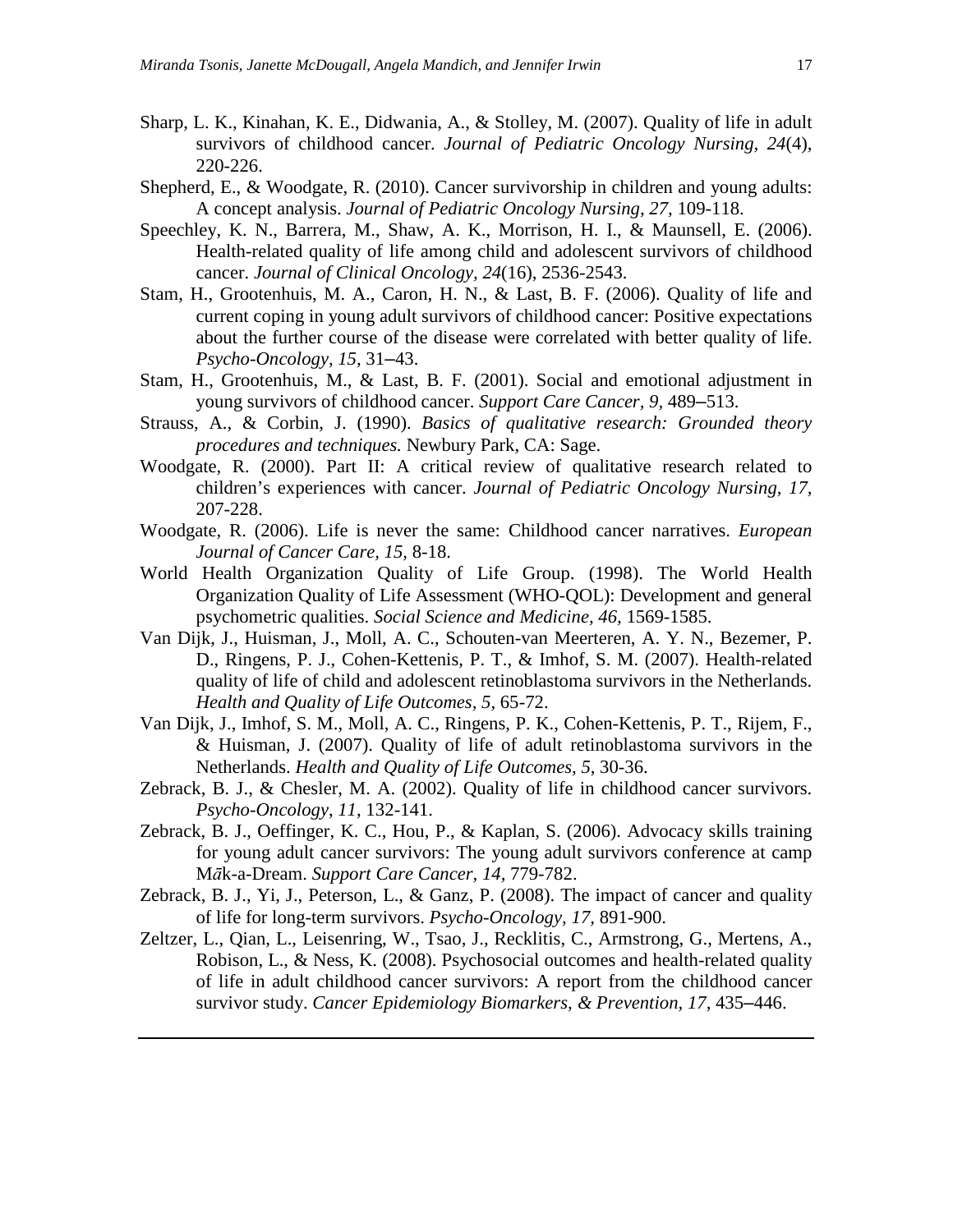Sharp, L. K., Kinahan, K. E., Didwania, A., & Stolley, M. (2007). Quality of life in adult survivors of childhood cancer. *Journal of Pediatric Oncology Nursing, 24*(4), 220-226.

Shepherd, E., & Woodgate, R. (2010). Cancer survivorship in children and young adults: A concept analysis. *Journal of Pediatric Oncology Nursing, 27,* 109-118.

Speechley, K. N., Barrera, M., Shaw, A. K., Morrison, H. I., & Maunsell, E. (2006). Health-related quality of life among child and adolescent survivors of childhood cancer. *Journal of Clinical Oncology, 24*(16), 2536-2543.

Stam, H., Grootenhuis, M. A., Caron, H. N., & Last, B. F. (2006). Quality of life and current coping in young adult survivors of childhood cancer: Positive expectations about the further course of the disease were correlated with better quality of life. *Psycho-Oncology, 15,* 31–43.

Stam, H., Grootenhuis, M., & Last, B. F. (2001). Social and emotional adjustment in young survivors of childhood cancer. *Support Care Cancer, 9,* 489–513.

Strauss, A., & Corbin, J. (1990). *Basics of qualitative research: Grounded theory procedures and techniques.* Newbury Park, CA: Sage.

Woodgate, R. (2000). Part II: A critical review of qualitative research related to children's experiences with cancer. *Journal of Pediatric Oncology Nursing, 17,* 207-228.

Woodgate, R. (2006). Life is never the same: Childhood cancer narratives. *European Journal of Cancer Care, 15,* 8-18.

World Health Organization Quality of Life Group. (1998). The World Health Organization Quality of Life Assessment (WHO-QOL): Development and general psychometric qualities. *Social Science and Medicine, 46,* 1569-1585.

Van Dijk, J., Huisman, J., Moll, A. C., Schouten-van Meerteren, A. Y. N., Bezemer, P. D., Ringens, P. J., Cohen-Kettenis, P. T., & Imhof, S. M. (2007). Health-related quality of life of child and adolescent retinoblastoma survivors in the Netherlands. *Health and Quality of Life Outcomes, 5,* 65-72.

Van Dijk, J., Imhof, S. M., Moll, A. C., Ringens, P. K., Cohen-Kettenis, P. T., Rijem, F., & Huisman, J. (2007). Quality of life of adult retinoblastoma survivors in the Netherlands. *Health and Quality of Life Outcomes, 5,* 30-36.

Zebrack, B. J., & Chesler, M. A. (2002). Quality of life in childhood cancer survivors. *Psycho-Oncology, 11,* 132-141.

Zebrack, B. J., Oeffinger, K. C., Hou, P., & Kaplan, S. (2006). Advocacy skills training for young adult cancer survivors: The young adult survivors conference at camp Māk-a-Dream. *Support Care Cancer, 14,* 779-782.

Zebrack, B. J., Yi, J., Peterson, L., & Ganz, P. (2008). The impact of cancer and quality of life for long-term survivors. *Psycho-Oncology, 17,* 891-900.

Zeltzer, L., Qian, L., Leisenring, W., Tsao, J., Recklitis, C., Armstrong, G., Mertens, A., Robison, L., & Ness, K. (2008). Psychosocial outcomes and health-related quality of life in adult childhood cancer survivors: A report from the childhood cancer survivor study. *Cancer Epidemiology Biomarkers, & Prevention, 17,* 435–446.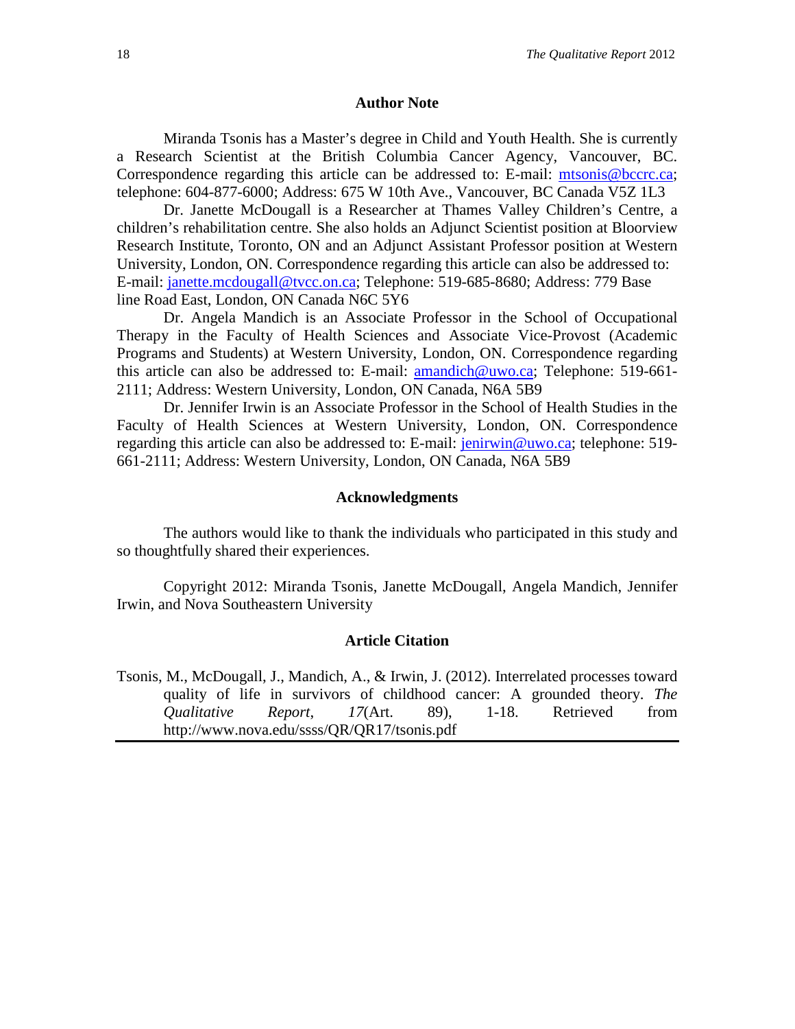## Author Note

Miranda Tsonis has a Master's degree in Child and Youth Health. She is currently a Research Scientist at the British Columbia Cancer Agency, Vancouver, BC. Correspondence regarding this article can be addressed to: E-mail: mtsonis@bccrc.ca; telephone: 604-877-6000; Address: 675 W 10th Ave., Vancouver, BC Canada V5Z 1L3

Dr. Janette McDougall is a Researcher at Thames Valley Children's Centre, a children's rehabilitation centre. She also holds an Adjunct Scientist position at Bloorview Research Institute, Toronto, ON and an Adjunct Assistant Professor position at Western University, London, ON. Correspondence regarding this article can also be addressed to: E-mail: janette.mcdougall@tvcc.on.ca; Telephone: 519-685-8680; Address: 779 Base line Road East, London, ON Canada N6C 5Y6

Dr. Angela Mandich is an Associate Professor in the School of Occupational Therapy in the Faculty of Health Sciences and Associate Vice-Provost (Academic Programs and Students) at Western University, London, ON. Correspondence regarding this article can also be addressed to: E-mail: amandich@uwo.ca; Telephone: 519-661-2111; Address: Western University, London, ON Canada, N6A 5B9

Dr. Jennifer Irwin is an Associate Professor in the School of Health Studies in the Faculty of Health Sciences at Western University, London, ON. Correspondence regarding this article can also be addressed to: E-mail: jenirwin@uwo.ca; telephone: 519-661-2111; Address: Western University, London, ON Canada, N6A 5B9

## Acknowledgments

The authors would like to thank the individuals who participated in this study and so thoughtfully shared their experiences.

Copyright 2012: Miranda Tsonis, Janette McDougall, Angela Mandich, Jennifer Irwin, and Nova Southeastern University

## Article Citation

Tsonis, M., McDougall, J., Mandich, A., & Irwin, J. (2012). Interrelated processes toward quality of life in survivors of childhood cancer: A grounded theory. *The Qualitative Report*, *17*(Art. 89), 1-18. Retrieved from http://www.nova.edu/ssss/QR/QR17/tsonis.pdf